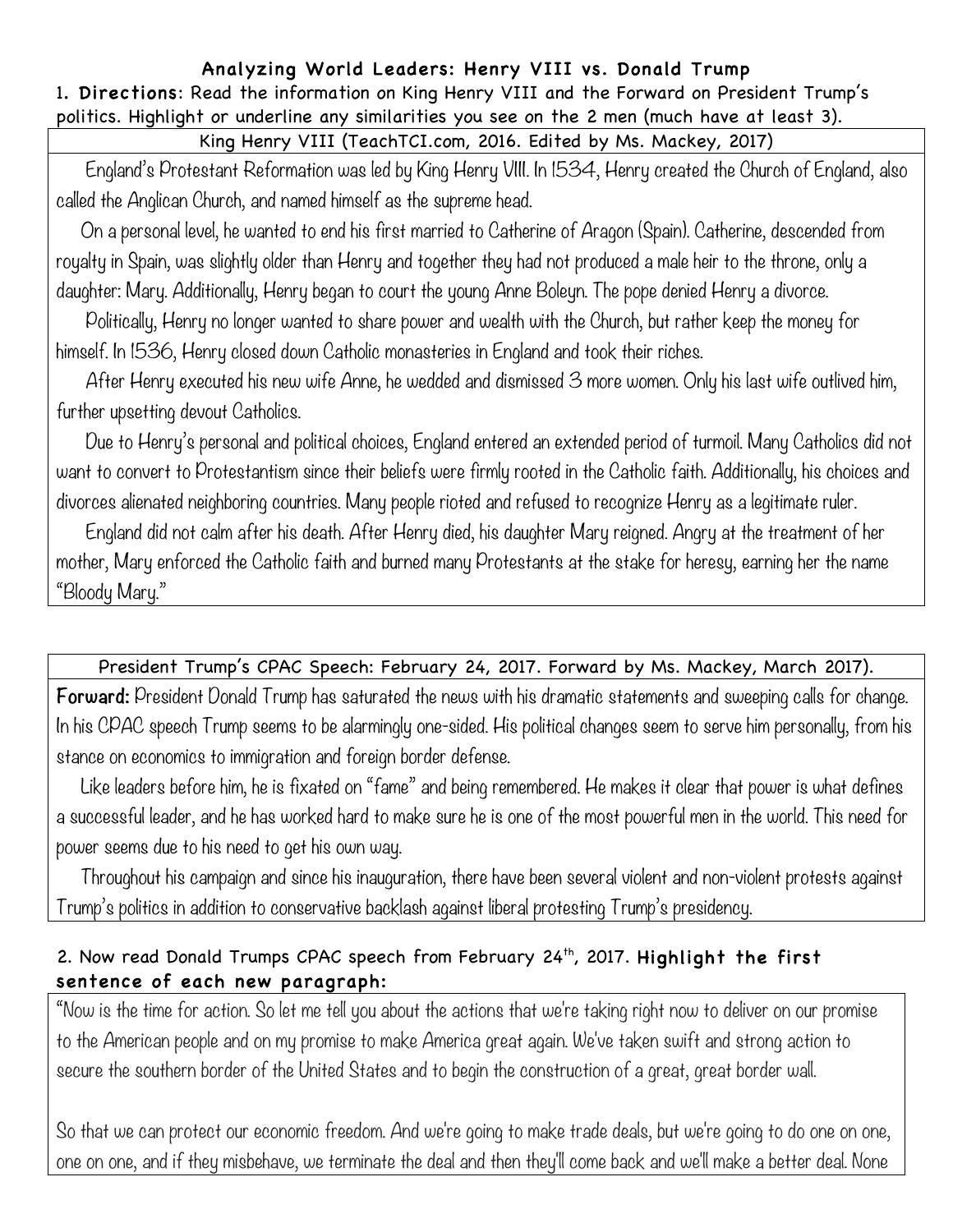## Analyzing World Leaders: Henry VIII vs. Donald Trump

1. **Directions**: Read the information on King Henry VIII and the Forward on President Trump's politics. Highlight or underline any similarities you see on the 2 men (much have at least 3).

| King Henry VIII (TeachTCI.com, 2016. Edited by Ms. Mackey, 2017) |
|---|
| England's Protestant Reformation was led by King Henry VIII. In 1534, Henry created the Church of England, also called the Anglican Church, and named himself as the supreme head.<br>On a personal level, he wanted to end his first married to Catherine of Aragon (Spain). Catherine, descended from royalty in Spain, was slightly older than Henry and together they had not produced a male heir to the throne, only a daughter: Mary. Additionally, Henry began to court the young Anne Boleyn. The pope denied Henry a divorce.<br>Politically, Henry no longer wanted to share power and wealth with the Church, but rather keep the money for himself. In 1536, Henry closed down Catholic monasteries in England and took their riches.<br>After Henry executed his new wife Anne, he wedded and dismissed 3 more women. Only his last wife outlived him, further upsetting devout Catholics.<br>Due to Henry's personal and political choices, England entered an extended period of turmoil. Many Catholics did not want to convert to Protestantism since their beliefs were firmly rooted in the Catholic faith. Additionally, his choices and divorces alienated neighboring countries. Many people rioted and refused to recognize Henry as a legitimate ruler.<br>England did not calm after his death. After Henry died, his daughter Mary reigned. Angry at the treatment of her mother, Mary enforced the Catholic faith and burned many Protestants at the stake for heresy, earning her the name "Bloody Mary." |

| President Trump's CPAC Speech: February 24, 2017. Forward by Ms. Mackey, March 2017). |
|---|
| **Forward:** President Donald Trump has saturated the news with his dramatic statements and sweeping calls for change. In his CPAC speech Trump seems to be alarmingly one-sided. His political changes seem to serve him personally, from his stance on economics to immigration and foreign border defense.<br>Like leaders before him, he is fixated on "fame" and being remembered. He makes it clear that power is what defines a successful leader, and he has worked hard to make sure he is one of the most powerful men in the world. This need for power seems due to his need to get his own way.<br>Throughout his campaign and since his inauguration, there have been several violent and non-violent protests against Trump's politics in addition to conservative backlash against liberal protesting Trump's presidency. |

2. Now read Donald Trumps CPAC speech from February 24[th], 2017. **Highlight the first sentence of each new paragraph:**

"Now is the time for action. So let me tell you about the actions that we're taking right now to deliver on our promise to the American people and on my promise to make America great again. We've taken swift and strong action to secure the southern border of the United States and to begin the construction of a great, great border wall.

So that we can protect our economic freedom. And we're going to make trade deals, but we're going to do one on one, one on one, and if they misbehave, we terminate the deal and then they'll come back and we'll make a better deal. None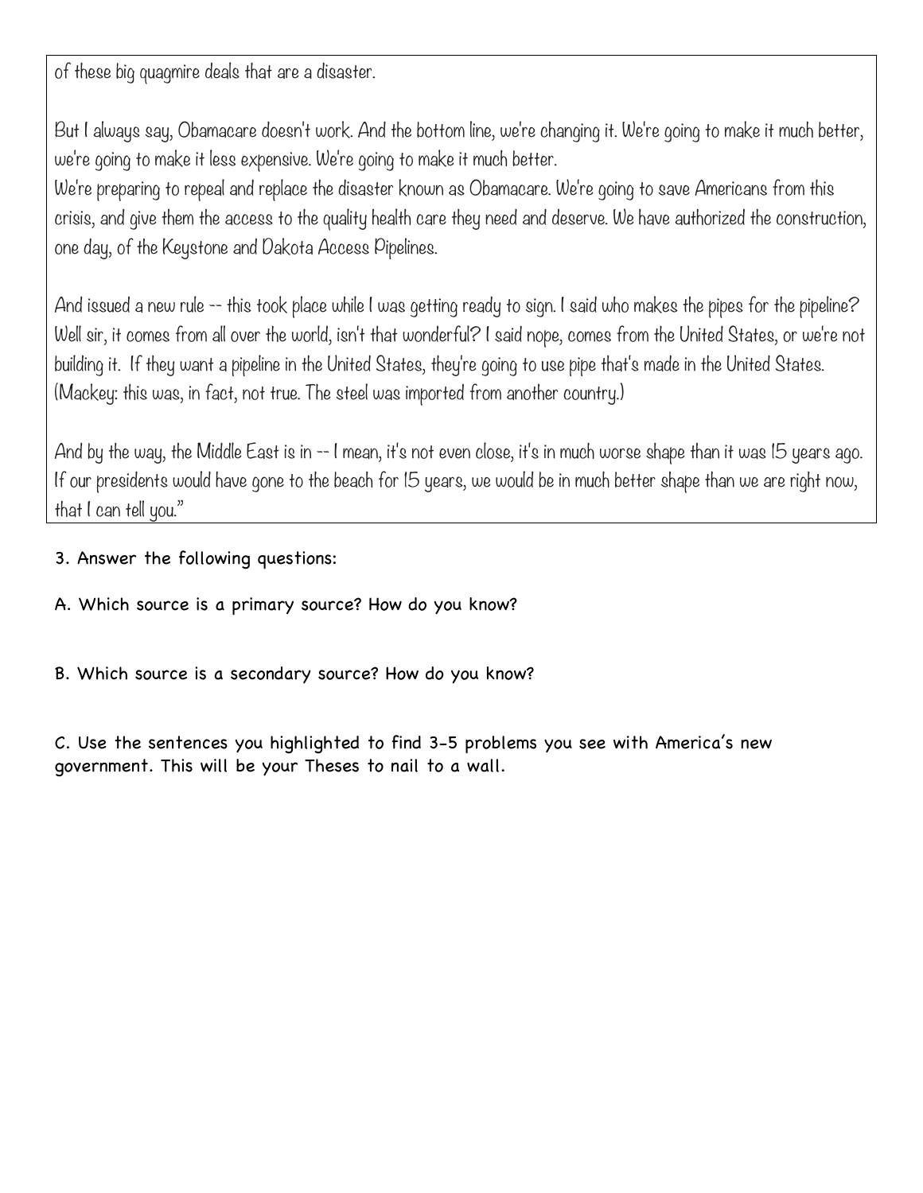of these big quagmire deals that are a disaster.

But I always say, Obamacare doesn't work. And the bottom line, we're changing it. We're going to make it much better, we're going to make it less expensive. We're going to make it much better.
We're preparing to repeal and replace the disaster known as Obamacare. We're going to save Americans from this crisis, and give them the access to the quality health care they need and deserve. We have authorized the construction, one day, of the Keystone and Dakota Access Pipelines.

And issued a new rule -- this took place while I was getting ready to sign. I said who makes the pipes for the pipeline? Well sir, it comes from all over the world, isn't that wonderful? I said nope, comes from the United States, or we're not building it. If they want a pipeline in the United States, they're going to use pipe that's made in the United States. (Mackey: this was, in fact, not true. The steel was imported from another country.)

And by the way, the Middle East is in -- I mean, it's not even close, it's in much worse shape than it was 15 years ago. If our presidents would have gone to the beach for 15 years, we would be in much better shape than we are right now, that I can tell you."

3. Answer the following questions:

A. Which source is a primary source? How do you know?

B. Which source is a secondary source? How do you know?

C. Use the sentences you highlighted to find 3-5 problems you see with America's new government. This will be your Theses to nail to a wall.